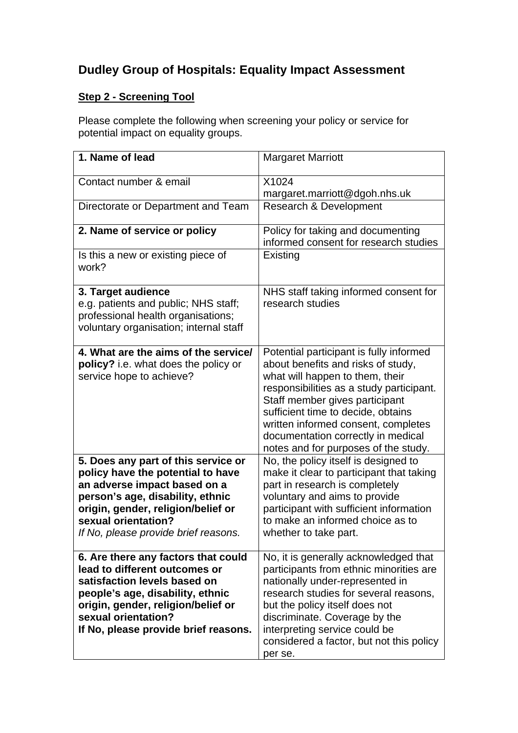# Dudley Group of Hospitals: Equality Impact Assessment

## <u>Step 2 - Screening Tool</u>

Please complete the following when screening your policy or service for potential impact on equality groups.

| **1. Name of lead** | Margaret Marriott |
|---|---|
| Contact number & email | X1024<br>margaret.marriott@dgoh.nhs.uk |
| Directorate or Department and Team | Research & Development |
| **2. Name of service or policy** | Policy for taking and documenting informed consent for research studies |
| Is this a new or existing piece of work? | Existing |
| **3. Target audience**<br>e.g. patients and public; NHS staff; professional health organisations; voluntary organisation; internal staff | NHS staff taking informed consent for research studies |
| **4. What are the aims of the service/ policy?** i.e. what does the policy or service hope to achieve? | Potential participant is fully informed about benefits and risks of study, what will happen to them, their responsibilities as a study participant. Staff member gives participant sufficient time to decide, obtains written informed consent, completes documentation correctly in medical notes and for purposes of the study. |
| **5. Does any part of this service or policy have the potential to have an adverse impact based on a person's age, disability, ethnic origin, gender, religion/belief or sexual orientation?**<br>*If No, please provide brief reasons.* | No, the policy itself is designed to make it clear to participant that taking part in research is completely voluntary and aims to provide participant with sufficient information to make an informed choice as to whether to take part. |
| **6. Are there any factors that could lead to different outcomes or satisfaction levels based on people's age, disability, ethnic origin, gender, religion/belief or sexual orientation?**<br>**If No, please provide brief reasons.** | No, it is generally acknowledged that participants from ethnic minorities are nationally under-represented in research studies for several reasons, but the policy itself does not discriminate. Coverage by the interpreting service could be considered a factor, but not this policy per se. |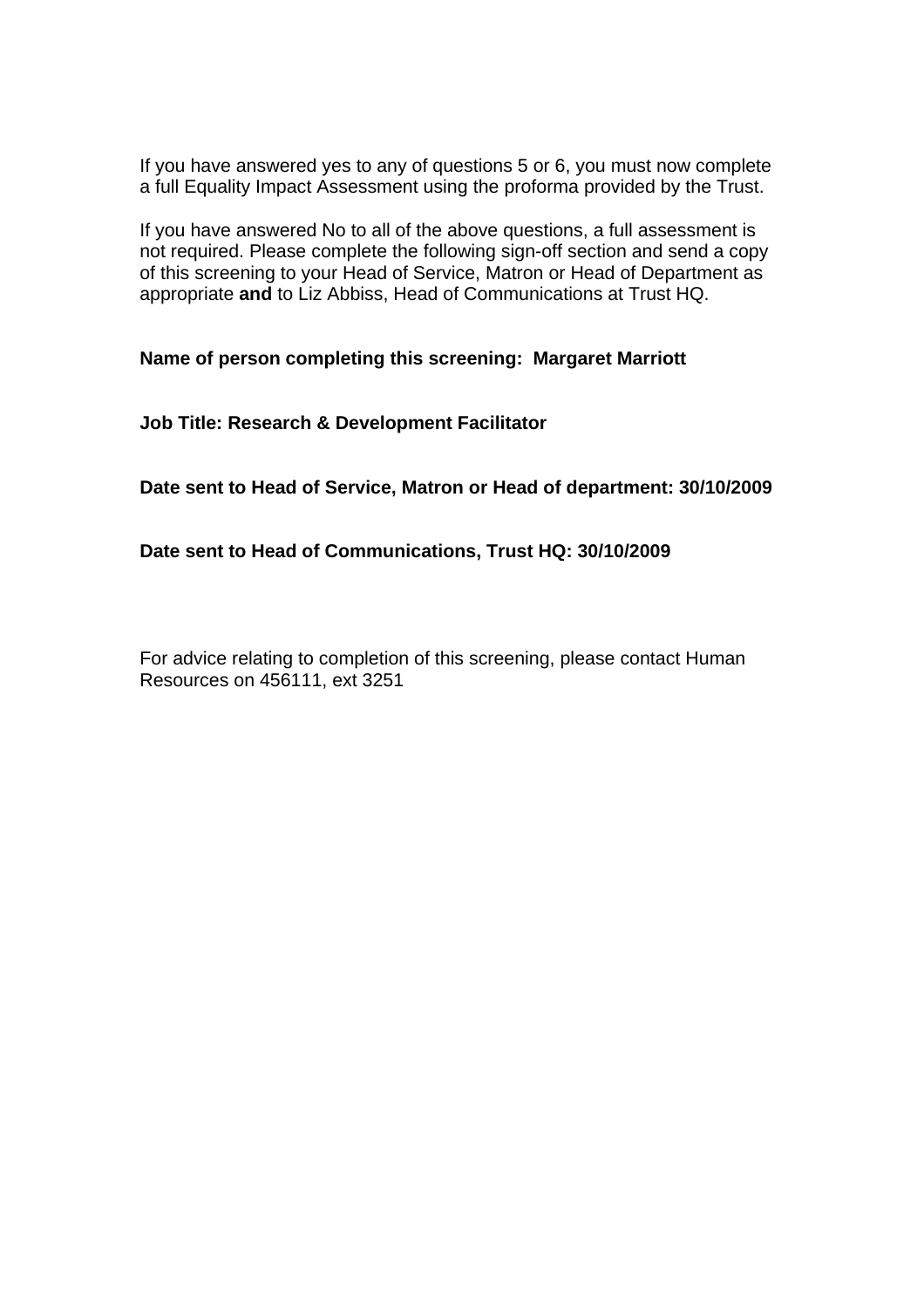If you have answered yes to any of questions 5 or 6, you must now complete a full Equality Impact Assessment using the proforma provided by the Trust.

If you have answered No to all of the above questions, a full assessment is not required. Please complete the following sign-off section and send a copy of this screening to your Head of Service, Matron or Head of Department as appropriate **and** to Liz Abbiss, Head of Communications at Trust HQ.

**Name of person completing this screening: Margaret Marriott**

**Job Title: Research & Development Facilitator**

**Date sent to Head of Service, Matron or Head of department: 30/10/2009**

**Date sent to Head of Communications, Trust HQ: 30/10/2009**

For advice relating to completion of this screening, please contact Human Resources on 456111, ext 3251